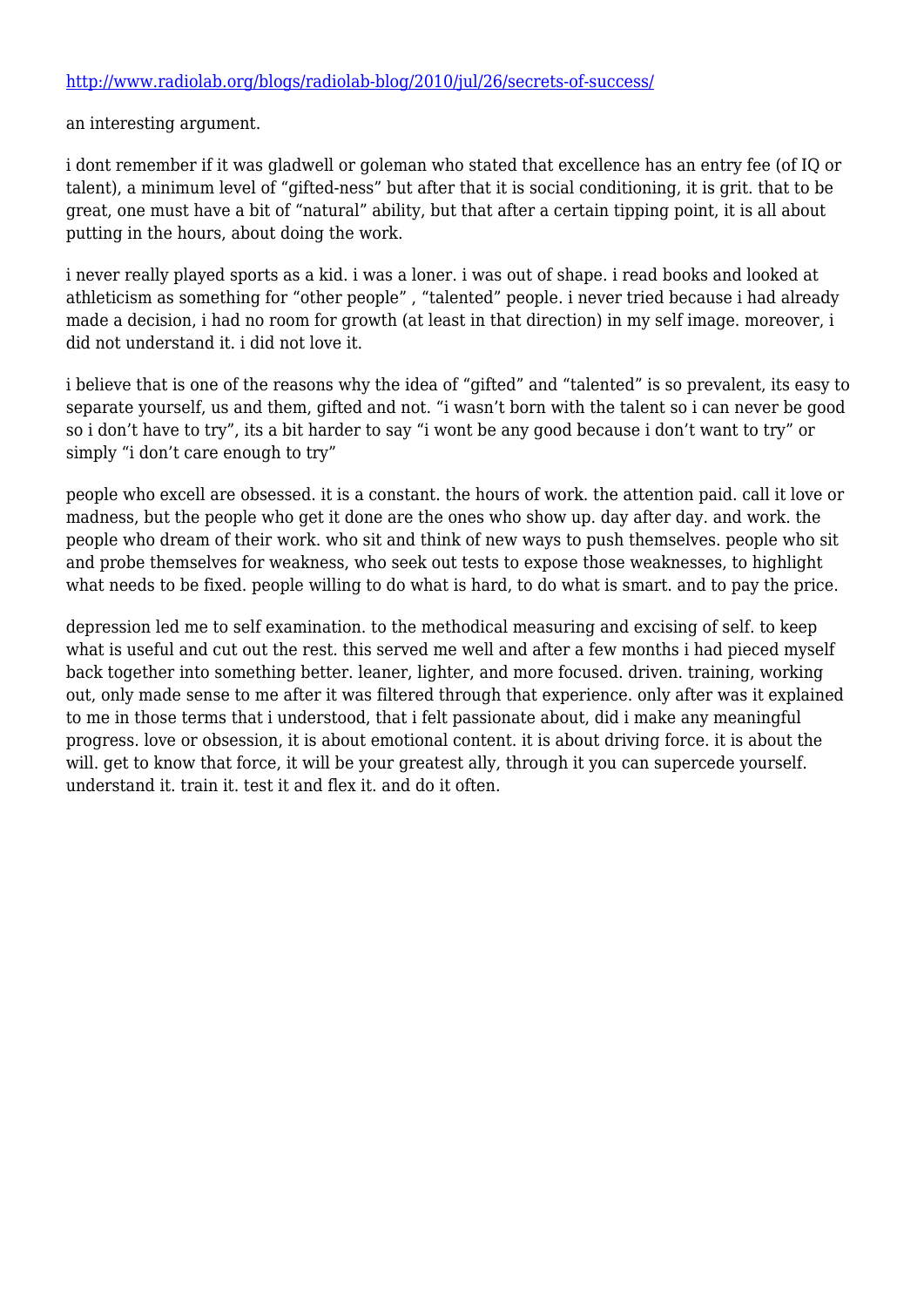http://www.radiolab.org/blogs/radiolab-blog/2010/jul/26/secrets-of-success/

an interesting argument.

i dont remember if it was gladwell or goleman who stated that excellence has an entry fee (of IQ or talent), a minimum level of "gifted-ness" but after that it is social conditioning, it is grit. that to be great, one must have a bit of "natural" ability, but that after a certain tipping point, it is all about putting in the hours, about doing the work.

i never really played sports as a kid. i was a loner. i was out of shape. i read books and looked at athleticism as something for "other people" , "talented" people. i never tried because i had already made a decision, i had no room for growth (at least in that direction) in my self image. moreover, i did not understand it. i did not love it.

i believe that is one of the reasons why the idea of "gifted" and "talented" is so prevalent, its easy to separate yourself, us and them, gifted and not. "i wasn't born with the talent so i can never be good so i don't have to try", its a bit harder to say "i wont be any good because i don't want to try" or simply "i don't care enough to try"

people who excell are obsessed. it is a constant. the hours of work. the attention paid. call it love or madness, but the people who get it done are the ones who show up. day after day. and work. the people who dream of their work. who sit and think of new ways to push themselves. people who sit and probe themselves for weakness, who seek out tests to expose those weaknesses, to highlight what needs to be fixed. people willing to do what is hard, to do what is smart. and to pay the price.

depression led me to self examination. to the methodical measuring and excising of self. to keep what is useful and cut out the rest. this served me well and after a few months i had pieced myself back together into something better. leaner, lighter, and more focused. driven. training, working out, only made sense to me after it was filtered through that experience. only after was it explained to me in those terms that i understood, that i felt passionate about, did i make any meaningful progress. love or obsession, it is about emotional content. it is about driving force. it is about the will. get to know that force, it will be your greatest ally, through it you can supercede yourself. understand it. train it. test it and flex it. and do it often.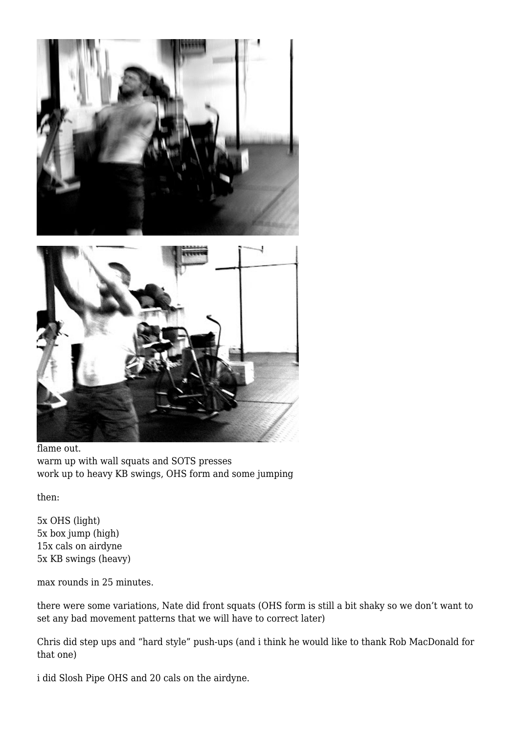flame out.
warm up with wall squats and SOTS presses
work up to heavy KB swings, OHS form and some jumping

then:

5x OHS (light)
5x box jump (high)
15x cals on airdyne
5x KB swings (heavy)

max rounds in 25 minutes.

there were some variations, Nate did front squats (OHS form is still a bit shaky so we don't want to set any bad movement patterns that we will have to correct later)

Chris did step ups and "hard style" push-ups (and i think he would like to thank Rob MacDonald for that one)

i did Slosh Pipe OHS and 20 cals on the airdyne.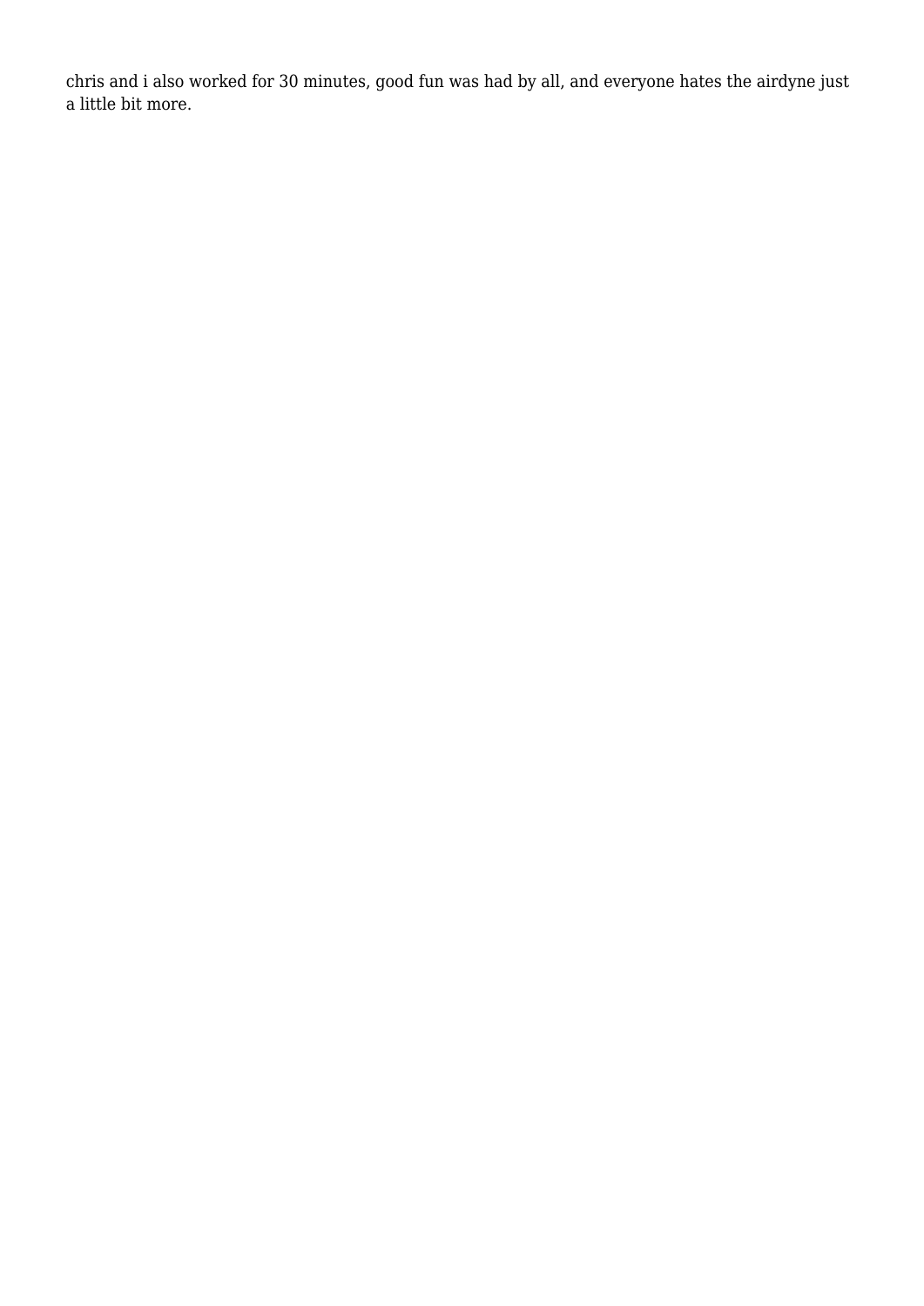chris and i also worked for 30 minutes, good fun was had by all, and everyone hates the airdyne just a little bit more.